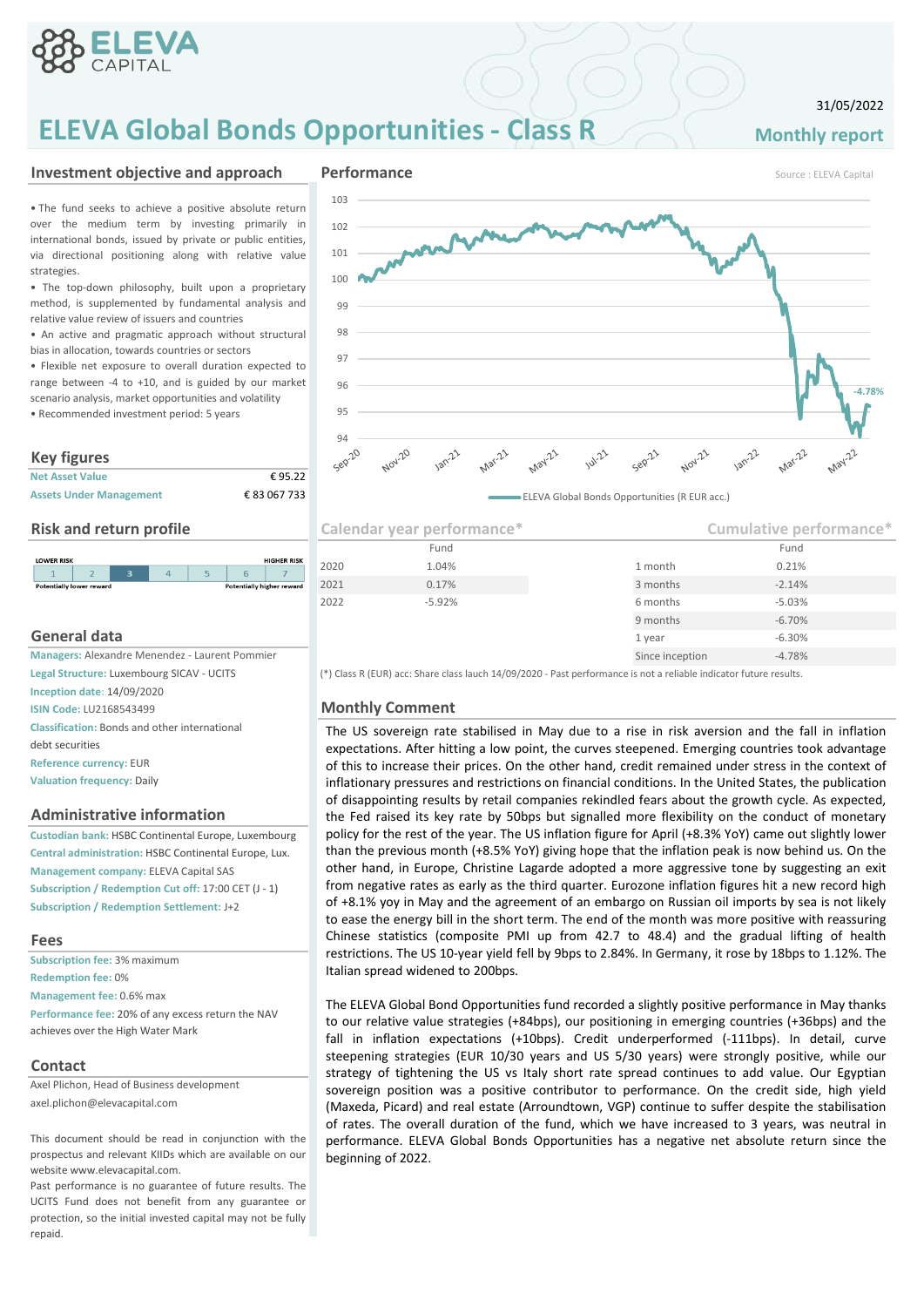# ELEVA Global Bonds Opportunities - Class R

31/05/2022

**Monthly report**

## Investment objective and approach

- The fund seeks to achieve a positive absolute return over the medium term by investing primarily in international bonds, issued by private or public entities, via directional positioning along with relative value strategies.
- The top-down philosophy, built upon a proprietary method, is supplemented by fundamental analysis and relative value review of issuers and countries
- An active and pragmatic approach without structural bias in allocation, towards countries or sectors
- Flexible net exposure to overall duration expected to range between -4 to +10, and is guided by our market scenario analysis, market opportunities and volatility
- Recommended investment period: 5 years

## Key figures

| | |
|---|---|
| Net Asset Value | € 95.22 |
| Assets Under Management | € 83 067 733 |

## Risk and return profile

LOWER RISK — HIGHER RISK

| 1 | 2 | **3** | 4 | 5 | 6 | 7 |
|---|---|---|---|---|---|---|

Potentially lower reward — Potentially higher reward

## General data

**Managers:** Alexandre Menendez - Laurent Pommier
**Legal Structure:** Luxembourg SICAV - UCITS
**Inception date**: 14/09/2020
**ISIN Code:** LU2168543499
**Classification:** Bonds and other international debt securities
**Reference currency:** EUR
**Valuation frequency:** Daily

## Administrative information

**Custodian bank:** HSBC Continental Europe, Luxembourg
**Central administration:** HSBC Continental Europe, Lux.
**Management company:** ELEVA Capital SAS
**Subscription / Redemption Cut off:** 17:00 CET (J - 1)
**Subscription / Redemption Settlement:** J+2

## Fees

**Subscription fee:** 3% maximum
**Redemption fee:** 0%
**Management fee:** 0.6% max
**Performance fee:** 20% of any excess return the NAV achieves over the High Water Mark

## Contact

Axel Plichon, Head of Business development
axel.plichon@elevacapital.com

This document should be read in conjunction with the prospectus and relevant KIIDs which are available on our website www.elevacapital.com.

Past performance is no guarantee of future results. The UCITS Fund does not benefit from any guarantee or protection, so the initial invested capital may not be fully repaid.

## Performance

Source : ELEVA Capital

ELEVA Global Bonds Opportunities (R EUR acc.): -4.78%

## Calendar year performance*

| | Fund |
|---|---|
| 2020 | 1.04% |
| 2021 | 0.17% |
| 2022 | -5.92% |

## Cumulative performance*

| | Fund |
|---|---|
| 1 month | 0.21% |
| 3 months | -2.14% |
| 6 months | -5.03% |
| 9 months | -6.70% |
| 1 year | -6.30% |
| Since inception | -4.78% |

(*) Class R (EUR) acc: Share class lauch 14/09/2020 - Past performance is not a reliable indicator future results.

## Monthly Comment

The US sovereign rate stabilised in May due to a rise in risk aversion and the fall in inflation expectations. After hitting a low point, the curves steepened. Emerging countries took advantage of this to increase their prices. On the other hand, credit remained under stress in the context of inflationary pressures and restrictions on financial conditions. In the United States, the publication of disappointing results by retail companies rekindled fears about the growth cycle. As expected, the Fed raised its key rate by 50bps but signalled more flexibility on the conduct of monetary policy for the rest of the year. The US inflation figure for April (+8.3% YoY) came out slightly lower than the previous month (+8.5% YoY) giving hope that the inflation peak is now behind us. On the other hand, in Europe, Christine Lagarde adopted a more aggressive tone by suggesting an exit from negative rates as early as the third quarter. Eurozone inflation figures hit a new record high of +8.1% yoy in May and the agreement of an embargo on Russian oil imports by sea is not likely to ease the energy bill in the short term. The end of the month was more positive with reassuring Chinese statistics (composite PMI up from 42.7 to 48.4) and the gradual lifting of health restrictions. The US 10-year yield fell by 9bps to 2.84%. In Germany, it rose by 18bps to 1.12%. The Italian spread widened to 200bps.

The ELEVA Global Bond Opportunities fund recorded a slightly positive performance in May thanks to our relative value strategies (+84bps), our positioning in emerging countries (+36bps) and the fall in inflation expectations (+10bps). Credit underperformed (-111bps). In detail, curve steepening strategies (EUR 10/30 years and US 5/30 years) were strongly positive, while our strategy of tightening the US vs Italy short rate spread continues to add value. Our Egyptian sovereign position was a positive contributor to performance. On the credit side, high yield (Maxeda, Picard) and real estate (Arroundtown, VGP) continue to suffer despite the stabilisation of rates. The overall duration of the fund, which we have increased to 3 years, was neutral in performance. ELEVA Global Bonds Opportunities has a negative net absolute return since the beginning of 2022.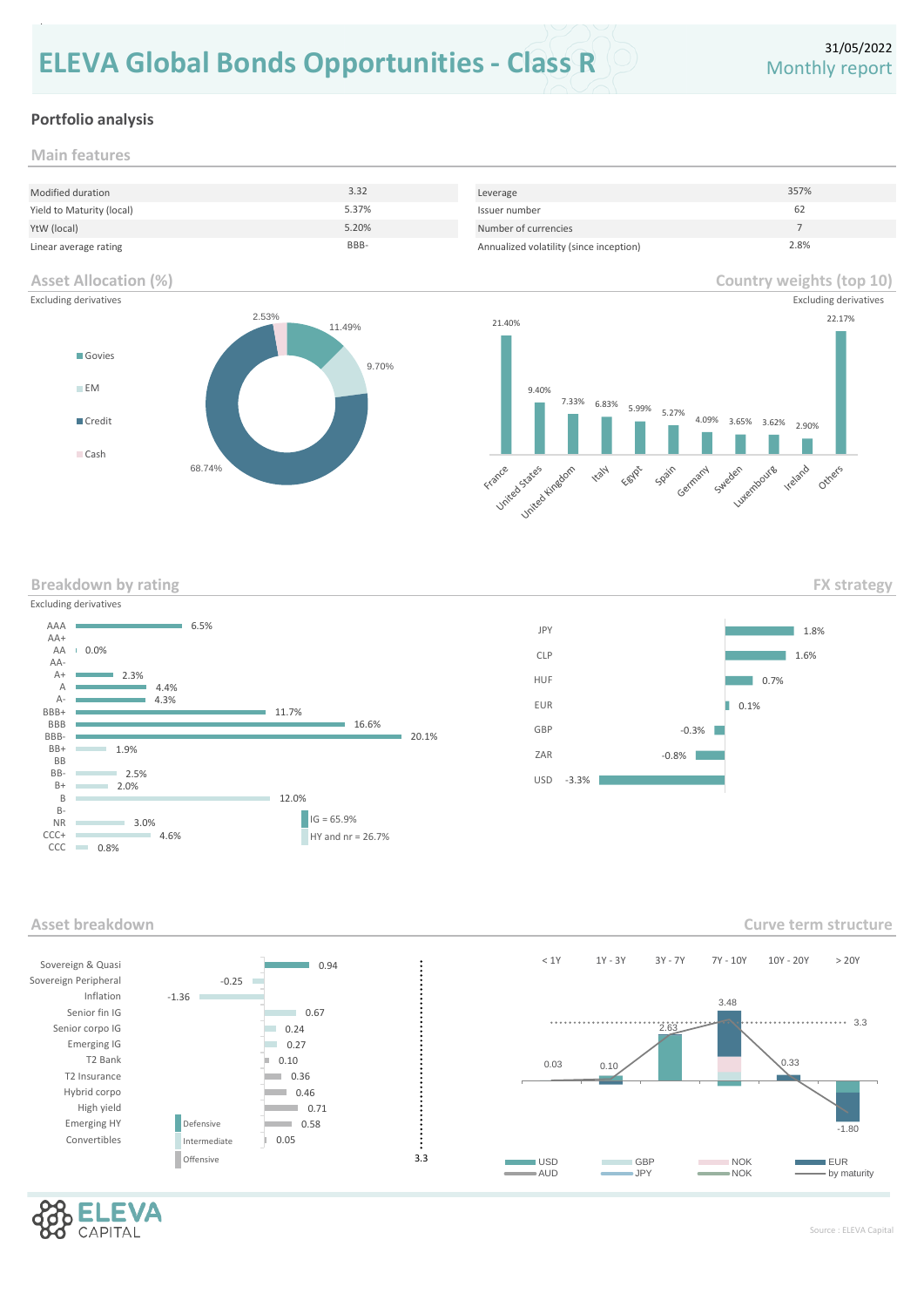# ELEVA Global Bonds Opportunities - Class R

31/05/2022
Monthly report

## Portfolio analysis

### Main features

| | | | |
|---|---|---|---|
| Modified duration | 3.32 | Leverage | 357% |
| Yield to Maturity (local) | 5.37% | Issuer number | 62 |
| YtW (local) | 5.20% | Number of currencies | 7 |
| Linear average rating | BBB- | Annualized volatility (since inception) | 2.8% |

### Asset Allocation (%)

Excluding derivatives

| Asset class | % |
|---|---|
| Govies | 11.49% |
| EM | 9.70% |
| Credit | 68.74% |
| Cash | 2.53% |

### Country weights (top 10)

Excluding derivatives

| Country | Weight |
|---|---|
| France | 21.40% |
| United States | 9.40% |
| United Kingdom | 7.33% |
| Italy | 6.83% |
| Egypt | 5.99% |
| Spain | 5.27% |
| Germany | 4.09% |
| Sweden | 3.65% |
| Luxembourg | 3.62% |
| Ireland | 2.90% |
| Others | 22.17% |

### Breakdown by rating

Excluding derivatives

| Rating | % |
|---|---|
| AAA | 6.5% |
| AA+ | |
| AA | 0.0% |
| AA- | |
| A+ | 2.3% |
| A | 4.4% |
| A- | 4.3% |
| BBB+ | 11.7% |
| BBB | 16.6% |
| BBB- | 20.1% |
| BB+ | 1.9% |
| BB | |
| BB- | 2.5% |
| B+ | 2.0% |
| B | 12.0% |
| B- | |
| NR | 3.0% |
| CCC+ | 4.6% |
| CCC | 0.8% |

IG = 65.9%
HY and nr = 26.7%

### FX strategy

| Currency | % |
|---|---|
| JPY | 1.8% |
| CLP | 1.6% |
| HUF | 0.7% |
| EUR | 0.1% |
| GBP | -0.3% |
| ZAR | -0.8% |
| USD | -3.3% |

### Asset breakdown

| Asset | Contribution |
|---|---|
| Sovereign & Quasi | 0.94 |
| Sovereign Peripheral | -0.25 |
| Inflation | -1.36 |
| Senior fin IG | 0.67 |
| Senior corpo IG | 0.24 |
| Emerging IG | 0.27 |
| T2 Bank | 0.10 |
| T2 Insurance | 0.36 |
| Hybrid corpo | 0.46 |
| High yield | 0.71 |
| Emerging HY | 0.58 |
| Convertibles | 0.05 |
| Total | 3.3 |

Defensive / Intermediate / Offensive

### Curve term structure

| Maturity | < 1Y | 1Y - 3Y | 3Y - 7Y | 7Y - 10Y | 10Y - 20Y | > 20Y |
|---|---|---|---|---|---|---|
| by maturity | 0.03 | 0.10 | 2.63 | 3.48 | 0.33 | -1.80 |

Total: 3.3

Legend: USD, GBP, NOK, EUR, AUD, JPY, NOK, by maturity

Source : ELEVA Capital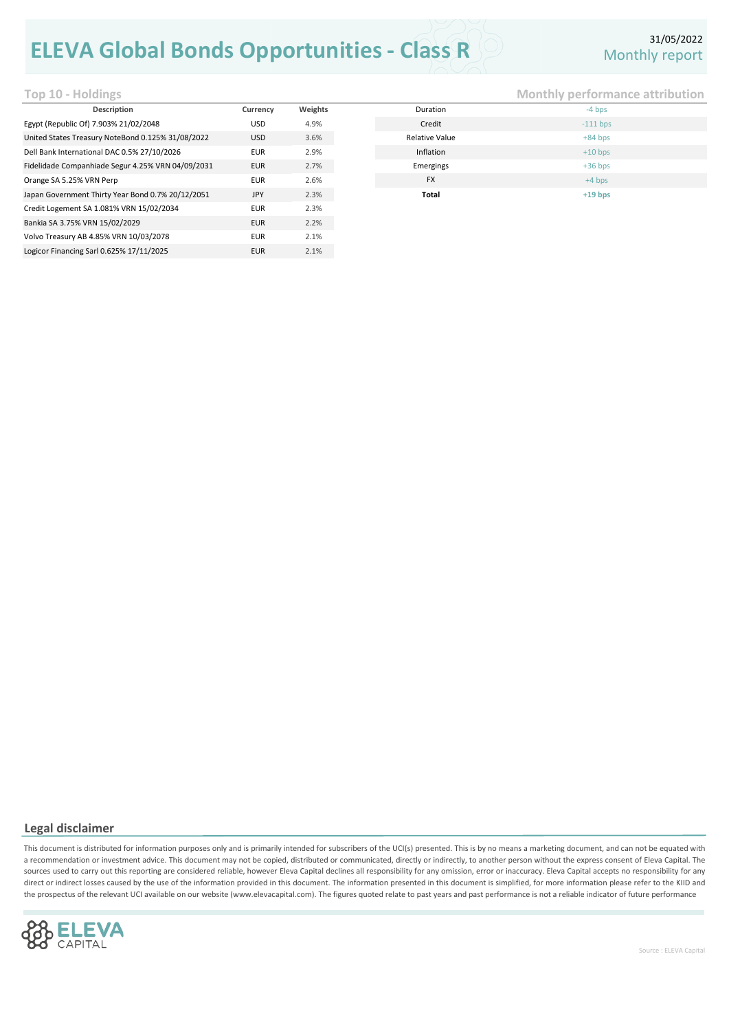# ELEVA Global Bonds Opportunities - Class R

31/05/2022
Monthly report

## Top 10 - Holdings

| Description | Currency | Weights |
|---|---|---|
| Egypt (Republic Of) 7.903% 21/02/2048 | USD | 4.9% |
| United States Treasury NoteBond 0.125% 31/08/2022 | USD | 3.6% |
| Dell Bank International DAC 0.5% 27/10/2026 | EUR | 2.9% |
| Fidelidade Companhiade Segur 4.25% VRN 04/09/2031 | EUR | 2.7% |
| Orange SA 5.25% VRN Perp | EUR | 2.6% |
| Japan Government Thirty Year Bond 0.7% 20/12/2051 | JPY | 2.3% |
| Credit Logement SA 1.081% VRN 15/02/2034 | EUR | 2.3% |
| Bankia SA 3.75% VRN 15/02/2029 | EUR | 2.2% |
| Volvo Treasury AB 4.85% VRN 10/03/2078 | EUR | 2.1% |
| Logicor Financing Sarl 0.625% 17/11/2025 | EUR | 2.1% |

## Monthly performance attribution

| | |
|---|---|
| Duration | -4 bps |
| Credit | -111 bps |
| Relative Value | +84 bps |
| Inflation | +10 bps |
| Emergings | +36 bps |
| FX | +4 bps |
| **Total** | **+19 bps** |

## Legal disclaimer

This document is distributed for information purposes only and is primarily intended for subscribers of the UCI(s) presented. This is by no means a marketing document, and can not be equated with a recommendation or investment advice. This document may not be copied, distributed or communicated, directly or indirectly, to another person without the express consent of Eleva Capital. The sources used to carry out this reporting are considered reliable, however Eleva Capital declines all responsibility for any omission, error or inaccuracy. Eleva Capital accepts no responsibility for any direct or indirect losses caused by the use of the information provided in this document. The information presented in this document is simplified, for more information please refer to the KIID and the prospectus of the relevant UCI available on our website (www.elevacapital.com). The figures quoted relate to past years and past performance is not a reliable indicator of future performance

ELEVA CAPITAL

Source : ELEVA Capital